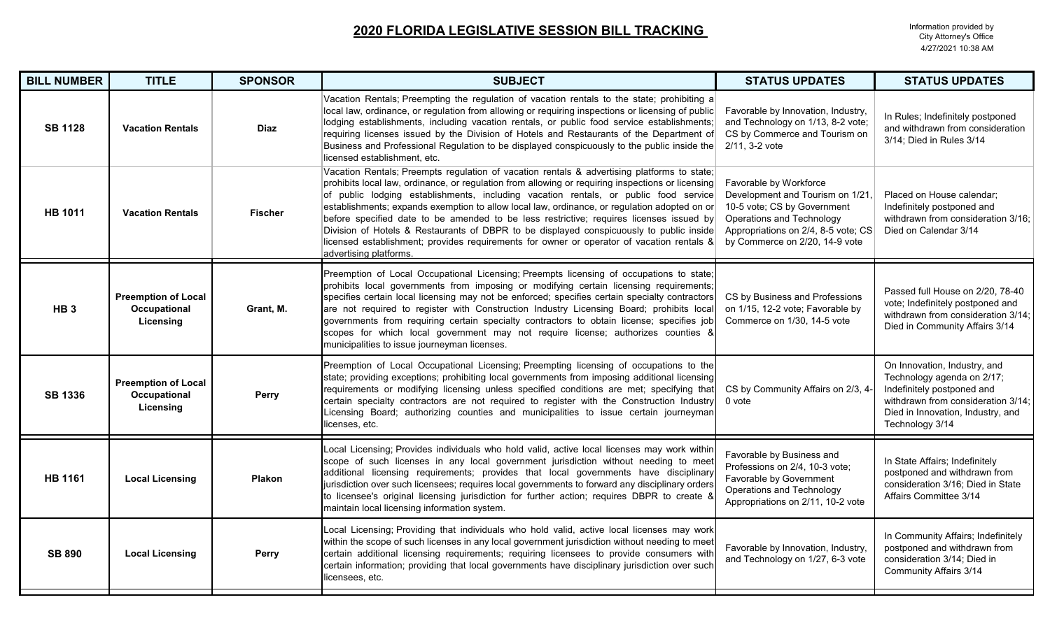# 2020 FLORIDA LEGISLATIVE SESSION BILL TRACKING

Information provided by City Attorney's Office 4/27/2021 10:38 AM

| BILL NUMBER | TITLE | SPONSOR | SUBJECT | STATUS UPDATES | STATUS UPDATES |
|---|---|---|---|---|---|
| **SB 1128** | **Vacation Rentals** | **Diaz** | Vacation Rentals; Preempting the regulation of vacation rentals to the state; prohibiting a local law, ordinance, or regulation from allowing or requiring inspections or licensing of public lodging establishments, including vacation rentals, or public food service establishments; requiring licenses issued by the Division of Hotels and Restaurants of the Department of Business and Professional Regulation to be displayed conspicuously to the public inside the licensed establishment, etc. | Favorable by Innovation, Industry, and Technology on 1/13, 8-2 vote; CS by Commerce and Tourism on 2/11, 3-2 vote | In Rules; Indefinitely postponed and withdrawn from consideration 3/14; Died in Rules 3/14 |
| **HB 1011** | **Vacation Rentals** | **Fischer** | Vacation Rentals; Preempts regulation of vacation rentals & advertising platforms to state; prohibits local law, ordinance, or regulation from allowing or requiring inspections or licensing of public lodging establishments, including vacation rentals, or public food service establishments; expands exemption to allow local law, ordinance, or regulation adopted on or before specified date to be amended to be less restrictive; requires licenses issued by Division of Hotels & Restaurants of DBPR to be displayed conspicuously to public inside licensed establishment; provides requirements for owner or operator of vacation rentals & advertising platforms. | Favorable by Workforce Development and Tourism on 1/21, 10-5 vote; CS by Government Operations and Technology Appropriations on 2/4, 8-5 vote; CS by Commerce on 2/20, 14-9 vote | Placed on House calendar; Indefinitely postponed and withdrawn from consideration 3/16; Died on Calendar 3/14 |
| **HB 3** | **Preemption of Local Occupational Licensing** | **Grant, M.** | Preemption of Local Occupational Licensing; Preempts licensing of occupations to state; prohibits local governments from imposing or modifying certain licensing requirements; specifies certain local licensing may not be enforced; specifies certain specialty contractors are not required to register with Construction Industry Licensing Board; prohibits local governments from requiring certain specialty contractors to obtain license; specifies job scopes for which local government may not require license; authorizes counties & municipalities to issue journeyman licenses. | CS by Business and Professions on 1/15, 12-2 vote; Favorable by Commerce on 1/30, 14-5 vote | Passed full House on 2/20, 78-40 vote; Indefinitely postponed and withdrawn from consideration 3/14; Died in Community Affairs 3/14 |
| **SB 1336** | **Preemption of Local Occupational Licensing** | **Perry** | Preemption of Local Occupational Licensing; Preempting licensing of occupations to the state; providing exceptions; prohibiting local governments from imposing additional licensing requirements or modifying licensing unless specified conditions are met; specifying that certain specialty contractors are not required to register with the Construction Industry Licensing Board; authorizing counties and municipalities to issue certain journeyman licenses, etc. | CS by Community Affairs on 2/3, 4-0 vote | On Innovation, Industry, and Technology agenda on 2/17; Indefinitely postponed and withdrawn from consideration 3/14; Died in Innovation, Industry, and Technology 3/14 |
| **HB 1161** | **Local Licensing** | **Plakon** | Local Licensing; Provides individuals who hold valid, active local licenses may work within scope of such licenses in any local government jurisdiction without needing to meet additional licensing requirements; provides that local governments have disciplinary jurisdiction over such licensees; requires local governments to forward any disciplinary orders to licensee's original licensing jurisdiction for further action; requires DBPR to create & maintain local licensing information system. | Favorable by Business and Professions on 2/4, 10-3 vote; Favorable by Government Operations and Technology Appropriations on 2/11, 10-2 vote | In State Affairs; Indefinitely postponed and withdrawn from consideration 3/16; Died in State Affairs Committee 3/14 |
| **SB 890** | **Local Licensing** | **Perry** | Local Licensing; Providing that individuals who hold valid, active local licenses may work within the scope of such licenses in any local government jurisdiction without needing to meet certain additional licensing requirements; requiring licensees to provide consumers with certain information; providing that local governments have disciplinary jurisdiction over such licensees, etc. | Favorable by Innovation, Industry, and Technology on 1/27, 6-3 vote | In Community Affairs; Indefinitely postponed and withdrawn from consideration 3/14; Died in Community Affairs 3/14 |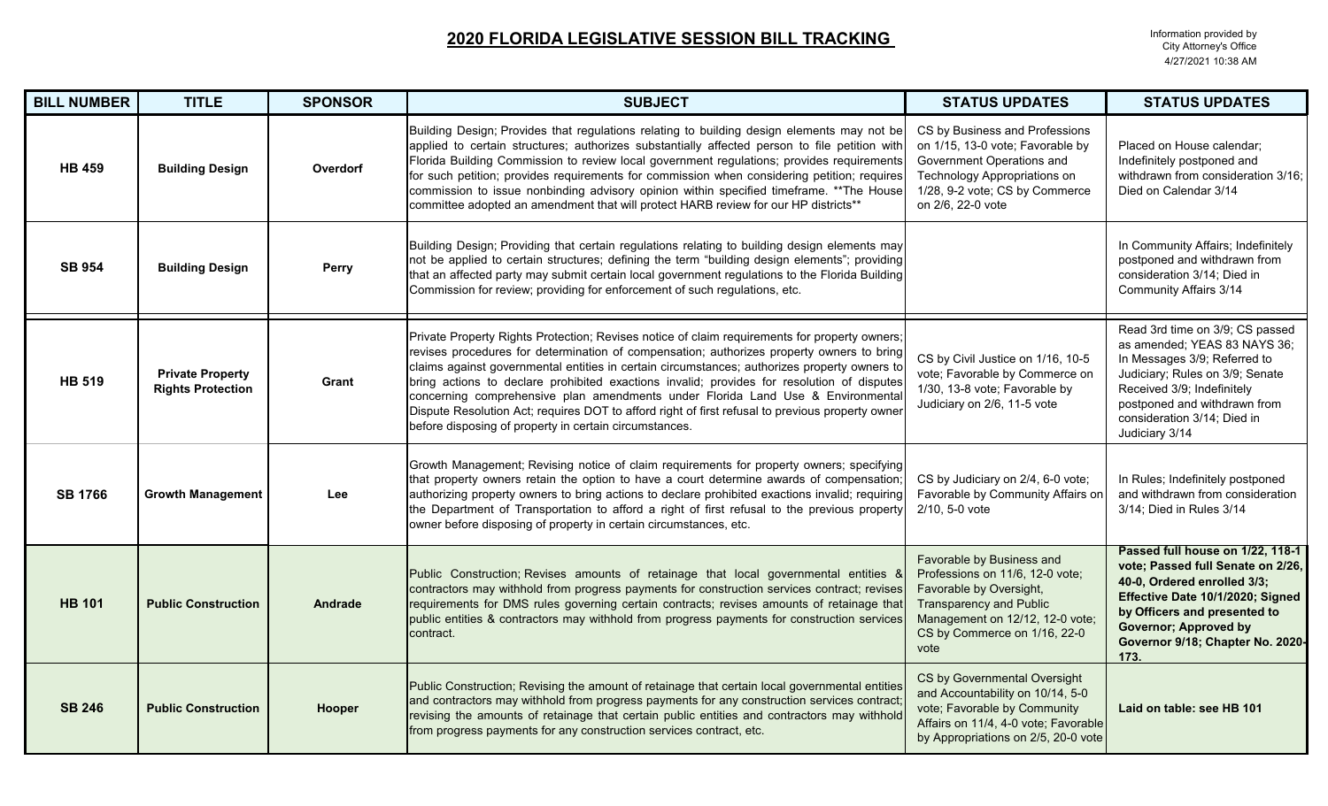## 2020 FLORIDA LEGISLATIVE SESSION BILL TRACKING

Information provided by
City Attorney's Office
4/27/2021 10:38 AM

| BILL NUMBER | TITLE | SPONSOR | SUBJECT | STATUS UPDATES | STATUS UPDATES |
|---|---|---|---|---|---|
| HB 459 | Building Design | Overdorf | Building Design; Provides that regulations relating to building design elements may not be applied to certain structures; authorizes substantially affected person to file petition with Florida Building Commission to review local government regulations; provides requirements for such petition; provides requirements for commission when considering petition; requires commission to issue nonbinding advisory opinion within specified timeframe. **The House committee adopted an amendment that will protect HARB review for our HP districts** | CS by Business and Professions on 1/15, 13-0 vote; Favorable by Government Operations and Technology Appropriations on 1/28, 9-2 vote; CS by Commerce on 2/6, 22-0 vote | Placed on House calendar; Indefinitely postponed and withdrawn from consideration 3/16; Died on Calendar 3/14 |
| SB 954 | Building Design | Perry | Building Design; Providing that certain regulations relating to building design elements may not be applied to certain structures; defining the term "building design elements"; providing that an affected party may submit certain local government regulations to the Florida Building Commission for review; providing for enforcement of such regulations, etc. | | In Community Affairs; Indefinitely postponed and withdrawn from consideration 3/14; Died in Community Affairs 3/14 |
| HB 519 | Private Property Rights Protection | Grant | Private Property Rights Protection; Revises notice of claim requirements for property owners; revises procedures for determination of compensation; authorizes property owners to bring claims against governmental entities in certain circumstances; authorizes property owners to bring actions to declare prohibited exactions invalid; provides for resolution of disputes concerning comprehensive plan amendments under Florida Land Use & Environmental Dispute Resolution Act; requires DOT to afford right of first refusal to previous property owner before disposing of property in certain circumstances. | CS by Civil Justice on 1/16, 10-5 vote; Favorable by Commerce on 1/30, 13-8 vote; Favorable by Judiciary on 2/6, 11-5 vote | Read 3rd time on 3/9; CS passed as amended; YEAS 83 NAYS 36; In Messages 3/9; Referred to Judiciary; Rules on 3/9; Senate Received 3/9; Indefinitely postponed and withdrawn from consideration 3/14; Died in Judiciary 3/14 |
| SB 1766 | Growth Management | Lee | Growth Management; Revising notice of claim requirements for property owners; specifying that property owners retain the option to have a court determine awards of compensation; authorizing property owners to bring actions to declare prohibited exactions invalid; requiring the Department of Transportation to afford a right of first refusal to the previous property owner before disposing of property in certain circumstances, etc. | CS by Judiciary on 2/4, 6-0 vote; Favorable by Community Affairs on 2/10, 5-0 vote | In Rules; Indefinitely postponed and withdrawn from consideration 3/14; Died in Rules 3/14 |
| HB 101 | Public Construction | Andrade | Public Construction; Revises amounts of retainage that local governmental entities & contractors may withhold from progress payments for construction services contract; revises requirements for DMS rules governing certain contracts; revises amounts of retainage that public entities & contractors may withhold from progress payments for construction services contract. | Favorable by Business and Professions on 11/6, 12-0 vote; Favorable by Oversight, Transparency and Public Management on 12/12, 12-0 vote; CS by Commerce on 1/16, 22-0 vote | **Passed full house on 1/22, 118-1 vote; Passed full Senate on 2/26, 40-0, Ordered enrolled 3/3; Effective Date 10/1/2020; Signed by Officers and presented to Governor; Approved by Governor 9/18; Chapter No. 2020-173.** |
| SB 246 | Public Construction | Hooper | Public Construction; Revising the amount of retainage that certain local governmental entities and contractors may withhold from progress payments for any construction services contract; revising the amounts of retainage that certain public entities and contractors may withhold from progress payments for any construction services contract, etc. | CS by Governmental Oversight and Accountability on 10/14, 5-0 vote; Favorable by Community Affairs on 11/4, 4-0 vote; Favorable by Appropriations on 2/5, 20-0 vote | **Laid on table: see HB 101** |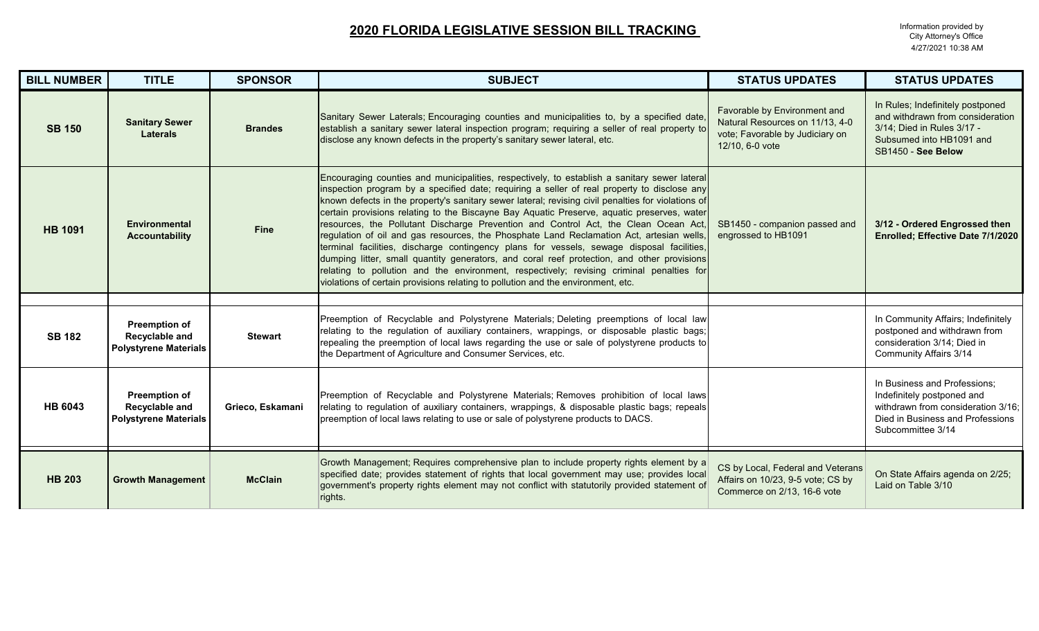## 2020 FLORIDA LEGISLATIVE SESSION BILL TRACKING

Information provided by City Attorney's Office 4/27/2021 10:38 AM

| BILL NUMBER | TITLE | SPONSOR | SUBJECT | STATUS UPDATES | STATUS UPDATES |
|---|---|---|---|---|---|
| **SB 150** | **Sanitary Sewer Laterals** | **Brandes** | Sanitary Sewer Laterals; Encouraging counties and municipalities to, by a specified date, establish a sanitary sewer lateral inspection program; requiring a seller of real property to disclose any known defects in the property's sanitary sewer lateral, etc. | Favorable by Environment and Natural Resources on 11/13, 4-0 vote; Favorable by Judiciary on 12/10, 6-0 vote | In Rules; Indefinitely postponed and withdrawn from consideration 3/14; Died in Rules 3/17 - Subsumed into HB1091 and SB1450 - **See Below** |
| **HB 1091** | **Environmental Accountability** | **Fine** | Encouraging counties and municipalities, respectively, to establish a sanitary sewer lateral inspection program by a specified date; requiring a seller of real property to disclose any known defects in the property's sanitary sewer lateral; revising civil penalties for violations of certain provisions relating to the Biscayne Bay Aquatic Preserve, aquatic preserves, water resources, the Pollutant Discharge Prevention and Control Act, the Clean Ocean Act, regulation of oil and gas resources, the Phosphate Land Reclamation Act, artesian wells, terminal facilities, discharge contingency plans for vessels, sewage disposal facilities, dumping litter, small quantity generators, and coral reef protection, and other provisions relating to pollution and the environment, respectively; revising criminal penalties for violations of certain provisions relating to pollution and the environment, etc. | SB1450 - companion passed and engrossed to HB1091 | **3/12 - Ordered Engrossed then Enrolled; Effective Date 7/1/2020** |
| | | | | | |
| **SB 182** | **Preemption of Recyclable and Polystyrene Materials** | **Stewart** | Preemption of Recyclable and Polystyrene Materials; Deleting preemptions of local law relating to the regulation of auxiliary containers, wrappings, or disposable plastic bags; repealing the preemption of local laws regarding the use or sale of polystyrene products to the Department of Agriculture and Consumer Services, etc. | | In Community Affairs; Indefinitely postponed and withdrawn from consideration 3/14; Died in Community Affairs 3/14 |
| **HB 6043** | **Preemption of Recyclable and Polystyrene Materials** | **Grieco, Eskamani** | Preemption of Recyclable and Polystyrene Materials; Removes prohibition of local laws relating to regulation of auxiliary containers, wrappings, & disposable plastic bags; repeals preemption of local laws relating to use or sale of polystyrene products to DACS. | | In Business and Professions; Indefinitely postponed and withdrawn from consideration 3/16; Died in Business and Professions Subcommittee 3/14 |
| | | | | | |
| **HB 203** | **Growth Management** | **McClain** | Growth Management; Requires comprehensive plan to include property rights element by a specified date; provides statement of rights that local government may use; provides local government's property rights element may not conflict with statutorily provided statement of rights. | CS by Local, Federal and Veterans Affairs on 10/23, 9-5 vote; CS by Commerce on 2/13, 16-6 vote | On State Affairs agenda on 2/25; Laid on Table 3/10 |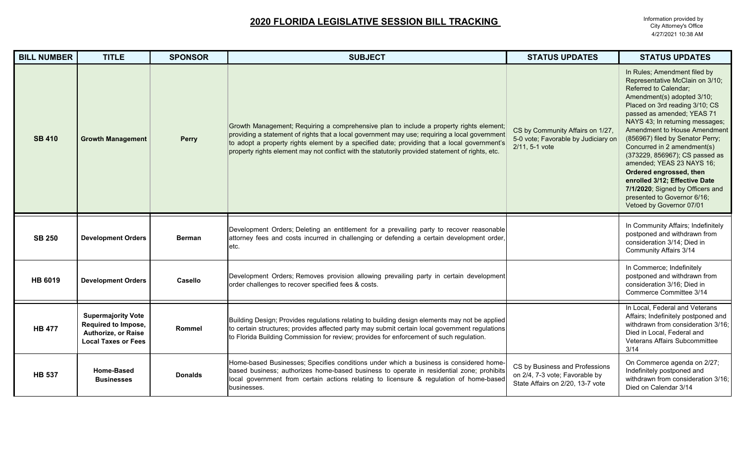# 2020 FLORIDA LEGISLATIVE SESSION BILL TRACKING

Information provided by
City Attorney's Office
4/27/2021 10:38 AM

| BILL NUMBER | TITLE | SPONSOR | SUBJECT | STATUS UPDATES | STATUS UPDATES |
|---|---|---|---|---|---|
| **SB 410** | **Growth Management** | **Perry** | Growth Management; Requiring a comprehensive plan to include a property rights element; providing a statement of rights that a local government may use; requiring a local government to adopt a property rights element by a specified date; providing that a local government's property rights element may not conflict with the statutorily provided statement of rights, etc. | CS by Community Affairs on 1/27, 5-0 vote; Favorable by Judiciary on 2/11, 5-1 vote | In Rules; Amendment filed by Representative McClain on 3/10; Referred to Calendar; Amendment(s) adopted 3/10; Placed on 3rd reading 3/10; CS passed as amended; YEAS 71 NAYS 43; In returning messages; Amendment to House Amendment (856967) filed by Senator Perry; Concurred in 2 amendment(s) (373229, 856967); CS passed as amended; YEAS 23 NAYS 16; **Ordered engrossed, then enrolled 3/12; Effective Date 7/1/2020**; Signed by Officers and presented to Governor 6/16; Vetoed by Governor 07/01 |
| **SB 250** | **Development Orders** | **Berman** | Development Orders; Deleting an entitlement for a prevailing party to recover reasonable attorney fees and costs incurred in challenging or defending a certain development order, etc. | | In Community Affairs; Indefinitely postponed and withdrawn from consideration 3/14; Died in Community Affairs 3/14 |
| **HB 6019** | **Development Orders** | **Casello** | Development Orders; Removes provision allowing prevailing party in certain development order challenges to recover specified fees & costs. | | In Commerce; Indefinitely postponed and withdrawn from consideration 3/16; Died in Commerce Committee 3/14 |
| **HB 477** | **Supermajority Vote Required to Impose, Authorize, or Raise Local Taxes or Fees** | **Rommel** | Building Design; Provides regulations relating to building design elements may not be applied to certain structures; provides affected party may submit certain local government regulations to Florida Building Commission for review; provides for enforcement of such regulation. | | In Local, Federal and Veterans Affairs; Indefinitely postponed and withdrawn from consideration 3/16; Died in Local, Federal and Veterans Affairs Subcommittee 3/14 |
| **HB 537** | **Home-Based Businesses** | **Donalds** | Home-based Businesses; Specifies conditions under which a business is considered home-based business; authorizes home-based business to operate in residential zone; prohibits local government from certain actions relating to licensure & regulation of home-based businesses. | CS by Business and Professions on 2/4, 7-3 vote; Favorable by State Affairs on 2/20, 13-7 vote | On Commerce agenda on 2/27; Indefinitely postponed and withdrawn from consideration 3/16; Died on Calendar 3/14 |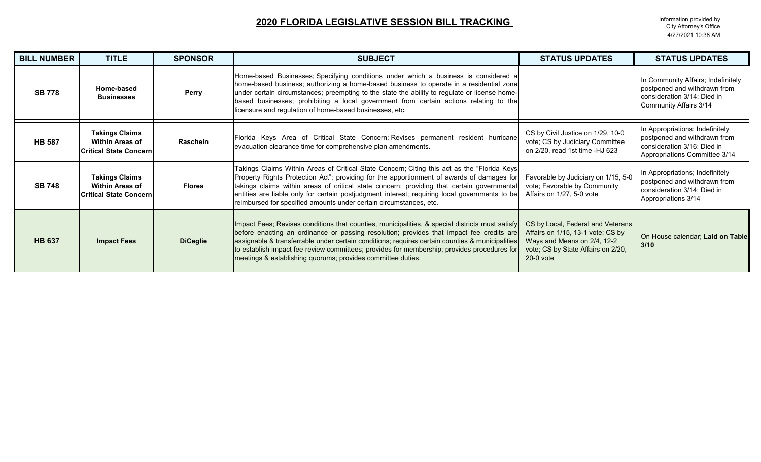## 2020 FLORIDA LEGISLATIVE SESSION BILL TRACKING

Information provided by City Attorney's Office 4/27/2021 10:38 AM

| BILL NUMBER | TITLE | SPONSOR | SUBJECT | STATUS UPDATES | STATUS UPDATES |
|---|---|---|---|---|---|
| **SB 778** | **Home-based Businesses** | **Perry** | Home-based Businesses; Specifying conditions under which a business is considered a home-based business; authorizing a home-based business to operate in a residential zone under certain circumstances; preempting to the state the ability to regulate or license home-based businesses; prohibiting a local government from certain actions relating to the licensure and regulation of home-based businesses, etc. | | In Community Affairs; Indefinitely postponed and withdrawn from consideration 3/14; Died in Community Affairs 3/14 |
| **HB 587** | **Takings Claims Within Areas of Critical State Concern** | **Raschein** | Florida Keys Area of Critical State Concern; Revises permanent resident hurricane evacuation clearance time for comprehensive plan amendments. | CS by Civil Justice on 1/29, 10-0 vote; CS by Judiciary Committee on 2/20, read 1st time -HJ 623 | In Appropriations; Indefinitely postponed and withdrawn from consideration 3/16: Died in Appropriations Committee 3/14 |
| **SB 748** | **Takings Claims Within Areas of Critical State Concern** | **Flores** | Takings Claims Within Areas of Critical State Concern; Citing this act as the "Florida Keys Property Rights Protection Act"; providing for the apportionment of awards of damages for takings claims within areas of critical state concern; providing that certain governmental entities are liable only for certain postjudgment interest; requiring local governments to be reimbursed for specified amounts under certain circumstances, etc. | Favorable by Judiciary on 1/15, 5-0 vote; Favorable by Community Affairs on 1/27, 5-0 vote | In Appropriations; Indefinitely postponed and withdrawn from consideration 3/14; Died in Appropriations 3/14 |
| **HB 637** | **Impact Fees** | **DiCeglie** | Impact Fees; Revises conditions that counties, municipalities, & special districts must satisfy before enacting an ordinance or passing resolution; provides that impact fee credits are assignable & transferrable under certain conditions; requires certain counties & municipalities to establish impact fee review committees; provides for membership; provides procedures for meetings & establishing quorums; provides committee duties. | CS by Local, Federal and Veterans Affairs on 1/15, 13-1 vote; CS by Ways and Means on 2/4, 12-2 vote; CS by State Affairs on 2/20, 20-0 vote | On House calendar; **Laid on Table 3/10** |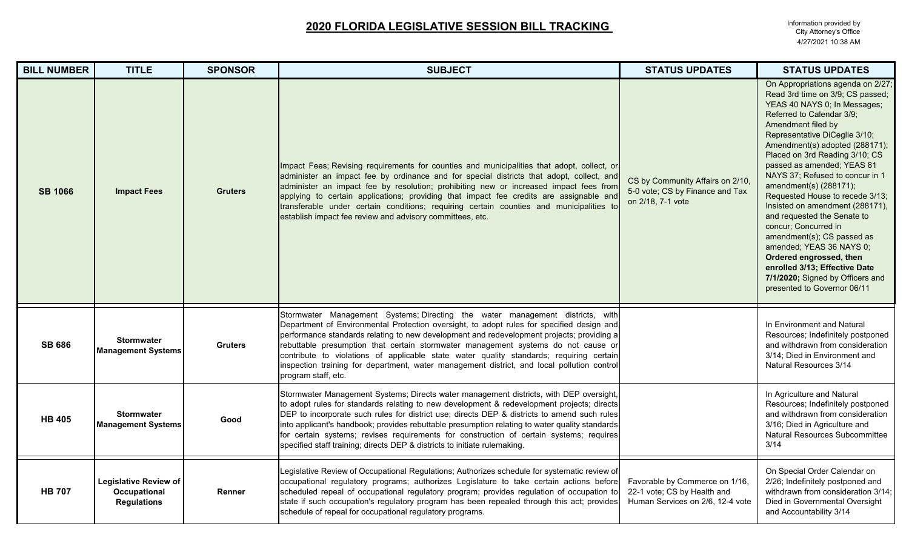# 2020 FLORIDA LEGISLATIVE SESSION BILL TRACKING

Information provided by City Attorney's Office 4/27/2021 10:38 AM

| BILL NUMBER | TITLE | SPONSOR | SUBJECT | STATUS UPDATES | STATUS UPDATES |
|---|---|---|---|---|---|
| **SB 1066** | **Impact Fees** | **Gruters** | Impact Fees; Revising requirements for counties and municipalities that adopt, collect, or administer an impact fee by ordinance and for special districts that adopt, collect, and administer an impact fee by resolution; prohibiting new or increased impact fees from applying to certain applications; providing that impact fee credits are assignable and transferable under certain conditions; requiring certain counties and municipalities to establish impact fee review and advisory committees, etc. | CS by Community Affairs on 2/10, 5-0 vote; CS by Finance and Tax on 2/18, 7-1 vote | On Appropriations agenda on 2/27; Read 3rd time on 3/9; CS passed; YEAS 40 NAYS 0; In Messages; Referred to Calendar 3/9; Amendment filed by Representative DiCeglie 3/10; Amendment(s) adopted (288171); Placed on 3rd Reading 3/10; CS passed as amended; YEAS 81 NAYS 37; Refused to concur in 1 amendment(s) (288171); Requested House to recede 3/13; Insisted on amendment (288171), and requested the Senate to concur; Concurred in amendment(s); CS passed as amended; YEAS 36 NAYS 0; **Ordered engrossed, then enrolled 3/13; Effective Date 7/1/2020;** Signed by Officers and presented to Governor 06/11 |
| **SB 686** | **Stormwater Management Systems** | **Gruters** | Stormwater Management Systems; Directing the water management districts, with Department of Environmental Protection oversight, to adopt rules for specified design and performance standards relating to new development and redevelopment projects; providing a rebuttable presumption that certain stormwater management systems do not cause or contribute to violations of applicable state water quality standards; requiring certain inspection training for department, water management district, and local pollution control program staff, etc. | | In Environment and Natural Resources; Indefinitely postponed and withdrawn from consideration 3/14; Died in Environment and Natural Resources 3/14 |
| **HB 405** | **Stormwater Management Systems** | **Good** | Stormwater Management Systems; Directs water management districts, with DEP oversight, to adopt rules for standards relating to new development & redevelopment projects; directs DEP to incorporate such rules for district use; directs DEP & districts to amend such rules into applicant's handbook; provides rebuttable presumption relating to water quality standards for certain systems; revises requirements for construction of certain systems; requires specified staff training; directs DEP & districts to initiate rulemaking. | | In Agriculture and Natural Resources; Indefinitely postponed and withdrawn from consideration 3/16; Died in Agriculture and Natural Resources Subcommittee 3/14 |
| **HB 707** | **Legislative Review of Occupational Regulations** | **Renner** | Legislative Review of Occupational Regulations; Authorizes schedule for systematic review of occupational regulatory programs; authorizes Legislature to take certain actions before scheduled repeal of occupational regulatory program; provides regulation of occupation to state if such occupation's regulatory program has been repealed through this act; provides schedule of repeal for occupational regulatory programs. | Favorable by Commerce on 1/16, 22-1 vote; CS by Health and Human Services on 2/6, 12-4 vote | On Special Order Calendar on 2/26; Indefinitely postponed and withdrawn from consideration 3/14; Died in Governmental Oversight and Accountability 3/14 |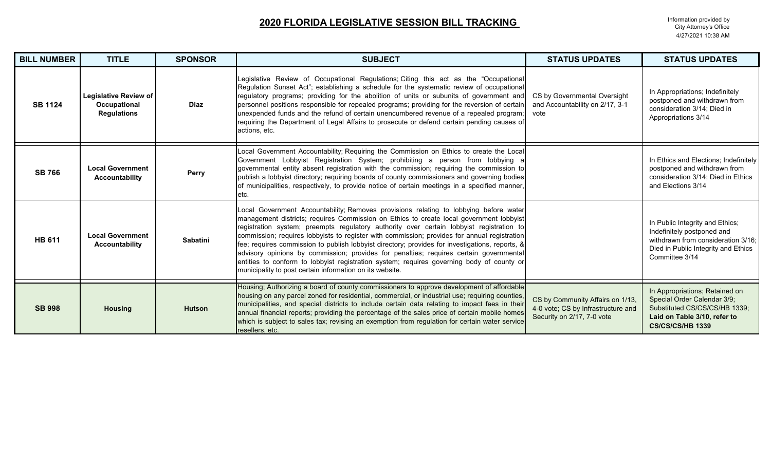# 2020 FLORIDA LEGISLATIVE SESSION BILL TRACKING

Information provided by
City Attorney's Office
4/27/2021 10:38 AM

| BILL NUMBER | TITLE | SPONSOR | SUBJECT | STATUS UPDATES | STATUS UPDATES |
|---|---|---|---|---|---|
| **SB 1124** | **Legislative Review of Occupational Regulations** | **Diaz** | Legislative Review of Occupational Regulations; Citing this act as the "Occupational Regulation Sunset Act"; establishing a schedule for the systematic review of occupational regulatory programs; providing for the abolition of units or subunits of government and personnel positions responsible for repealed programs; providing for the reversion of certain unexpended funds and the refund of certain unencumbered revenue of a repealed program; requiring the Department of Legal Affairs to prosecute or defend certain pending causes of actions, etc. | CS by Governmental Oversight and Accountability on 2/17, 3-1 vote | In Appropriations; Indefinitely postponed and withdrawn from consideration 3/14; Died in Appropriations 3/14 |
| **SB 766** | **Local Government Accountability** | **Perry** | Local Government Accountability; Requiring the Commission on Ethics to create the Local Government Lobbyist Registration System; prohibiting a person from lobbying a governmental entity absent registration with the commission; requiring the commission to publish a lobbyist directory; requiring boards of county commissioners and governing bodies of municipalities, respectively, to provide notice of certain meetings in a specified manner, etc. | | In Ethics and Elections; Indefinitely postponed and withdrawn from consideration 3/14; Died in Ethics and Elections 3/14 |
| **HB 611** | **Local Government Accountability** | **Sabatini** | Local Government Accountability; Removes provisions relating to lobbying before water management districts; requires Commission on Ethics to create local government lobbyist registration system; preempts regulatory authority over certain lobbyist registration to commission; requires lobbyists to register with commission; provides for annual registration fee; requires commission to publish lobbyist directory; provides for investigations, reports, & advisory opinions by commission; provides for penalties; requires certain governmental entities to conform to lobbyist registration system; requires governing body of county or municipality to post certain information on its website. | | In Public Integrity and Ethics; Indefinitely postponed and withdrawn from consideration 3/16; Died in Public Integrity and Ethics Committee 3/14 |
| **SB 998** | **Housing** | **Hutson** | Housing; Authorizing a board of county commissioners to approve development of affordable housing on any parcel zoned for residential, commercial, or industrial use; requiring counties, municipalities, and special districts to include certain data relating to impact fees in their annual financial reports; providing the percentage of the sales price of certain mobile homes which is subject to sales tax; revising an exemption from regulation for certain water service resellers, etc. | CS by Community Affairs on 1/13, 4-0 vote; CS by Infrastructure and Security on 2/17, 7-0 vote | In Appropriations; Retained on Special Order Calendar 3/9; Substituted CS/CS/CS/HB 1339; **Laid on Table 3/10, refer to CS/CS/CS/HB 1339** |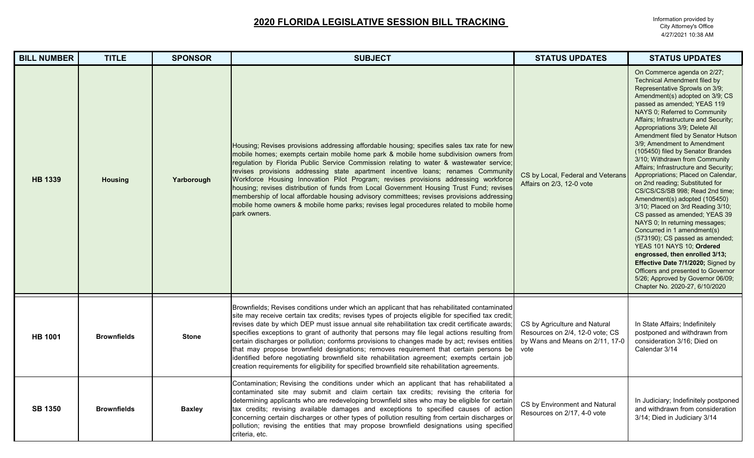## 2020 FLORIDA LEGISLATIVE SESSION BILL TRACKING

Information provided by City Attorney's Office 4/27/2021 10:38 AM

| BILL NUMBER | TITLE | SPONSOR | SUBJECT | STATUS UPDATES | STATUS UPDATES |
|---|---|---|---|---|---|
| **HB 1339** | **Housing** | **Yarborough** | Housing; Revises provisions addressing affordable housing; specifies sales tax rate for new mobile homes; exempts certain mobile home park & mobile home subdivision owners from regulation by Florida Public Service Commission relating to water & wastewater service; revises provisions addressing state apartment incentive loans; renames Community Workforce Housing Innovation Pilot Program; revises provisions addressing workforce housing; revises distribution of funds from Local Government Housing Trust Fund; revises membership of local affordable housing advisory committees; revises provisions addressing mobile home owners & mobile home parks; revises legal procedures related to mobile home park owners. | CS by Local, Federal and Veterans Affairs on 2/3, 12-0 vote | On Commerce agenda on 2/27; Technical Amendment filed by Representative Sprowls on 3/9; Amendment(s) adopted on 3/9; CS passed as amended; YEAS 119 NAYS 0; Referred to Community Affairs; Infrastructure and Security; Appropriations 3/9; Delete All Amendment filed by Senator Hutson 3/9; Amendment to Amendment (105450) filed by Senator Brandes 3/10; Withdrawn from Community Affairs; Infrastructure and Security; Appropriations; Placed on Calendar, on 2nd reading; Substituted for CS/CS/CS/SB 998; Read 2nd time; Amendment(s) adopted (105450) 3/10; Placed on 3rd Reading 3/10; CS passed as amended; YEAS 39 NAYS 0; In returning messages; Concurred in 1 amendment(s) (573190); CS passed as amended; YEAS 101 NAYS 10; **Ordered engrossed, then enrolled 3/13; Effective Date 7/1/2020;** Signed by Officers and presented to Governor 5/26; Approved by Governor 06/09; Chapter No. 2020-27, 6/10/2020 |
| **HB 1001** | **Brownfields** | **Stone** | Brownfields; Revises conditions under which an applicant that has rehabilitated contaminated site may receive certain tax credits; revises types of projects eligible for specified tax credit; revises date by which DEP must issue annual site rehabilitation tax credit certificate awards; specifies exceptions to grant of authority that persons may file legal actions resulting from certain discharges or pollution; conforms provisions to changes made by act; revises entities that may propose brownfield designations; removes requirement that certain persons be identified before negotiating brownfield site rehabilitation agreement; exempts certain job creation requirements for eligibility for specified brownfield site rehabilitation agreements. | CS by Agriculture and Natural Resources on 2/4, 12-0 vote; CS by Wans and Means on 2/11, 17-0 vote | In State Affairs; Indefinitely postponed and withdrawn from consideration 3/16; Died on Calendar 3/14 |
| **SB 1350** | **Brownfields** | **Baxley** | Contamination; Revising the conditions under which an applicant that has rehabilitated a contaminated site may submit and claim certain tax credits; revising the criteria for determining applicants who are redeveloping brownfield sites who may be eligible for certain tax credits; revising available damages and exceptions to specified causes of action concerning certain discharges or other types of pollution resulting from certain discharges or pollution; revising the entities that may propose brownfield designations using specified criteria, etc. | CS by Environment and Natural Resources on 2/17, 4-0 vote | In Judiciary; Indefinitely postponed and withdrawn from consideration 3/14; Died in Judiciary 3/14 |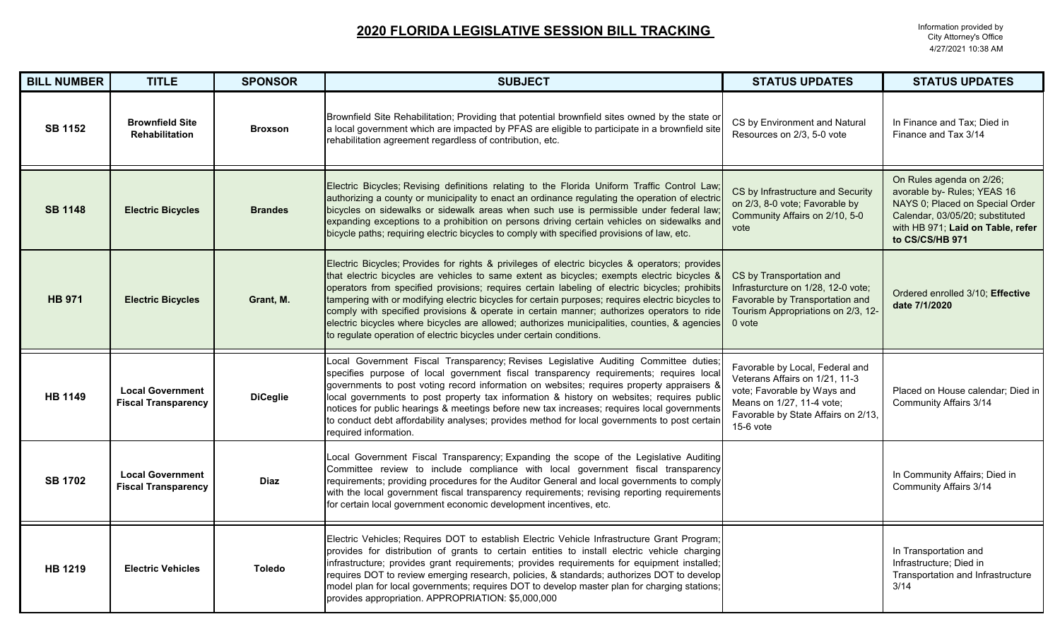# 2020 FLORIDA LEGISLATIVE SESSION BILL TRACKING

Information provided by City Attorney's Office 4/27/2021 10:38 AM

| BILL NUMBER | TITLE | SPONSOR | SUBJECT | STATUS UPDATES | STATUS UPDATES |
|---|---|---|---|---|---|
| **SB 1152** | **Brownfield Site Rehabilitation** | **Broxson** | Brownfield Site Rehabilitation; Providing that potential brownfield sites owned by the state or a local government which are impacted by PFAS are eligible to participate in a brownfield site rehabilitation agreement regardless of contribution, etc. | CS by Environment and Natural Resources on 2/3, 5-0 vote | In Finance and Tax; Died in Finance and Tax 3/14 |
| **SB 1148** | **Electric Bicycles** | **Brandes** | Electric Bicycles; Revising definitions relating to the Florida Uniform Traffic Control Law; authorizing a county or municipality to enact an ordinance regulating the operation of electric bicycles on sidewalks or sidewalk areas when such use is permissible under federal law; expanding exceptions to a prohibition on persons driving certain vehicles on sidewalks and bicycle paths; requiring electric bicycles to comply with specified provisions of law, etc. | CS by Infrastructure and Security on 2/3, 8-0 vote; Favorable by Community Affairs on 2/10, 5-0 vote | On Rules agenda on 2/26; avorable by- Rules; YEAS 16 NAYS 0; Placed on Special Order Calendar, 03/05/20; substituted with HB 971; **Laid on Table, refer to CS/CS/HB 971** |
| **HB 971** | **Electric Bicycles** | **Grant, M.** | Electric Bicycles; Provides for rights & privileges of electric bicycles & operators; provides that electric bicycles are vehicles to same extent as bicycles; exempts electric bicycles & operators from specified provisions; requires certain labeling of electric bicycles; prohibits tampering with or modifying electric bicycles for certain purposes; requires electric bicycles to comply with specified provisions & operate in certain manner; authorizes operators to ride electric bicycles where bicycles are allowed; authorizes municipalities, counties, & agencies to regulate operation of electric bicycles under certain conditions. | CS by Transportation and Infrasturcture on 1/28, 12-0 vote; Favorable by Transportation and Tourism Appropriations on 2/3, 12-0 vote | Ordered enrolled 3/10; **Effective date 7/1/2020** |
| **HB 1149** | **Local Government Fiscal Transparency** | **DiCeglie** | Local Government Fiscal Transparency; Revises Legislative Auditing Committee duties; specifies purpose of local government fiscal transparency requirements; requires local governments to post voting record information on websites; requires property appraisers & local governments to post property tax information & history on websites; requires public notices for public hearings & meetings before new tax increases; requires local governments to conduct debt affordability analyses; provides method for local governments to post certain required information. | Favorable by Local, Federal and Veterans Affairs on 1/21, 11-3 vote; Favorable by Ways and Means on 1/27, 11-4 vote; Favorable by State Affairs on 2/13, 15-6 vote | Placed on House calendar; Died in Community Affairs 3/14 |
| **SB 1702** | **Local Government Fiscal Transparency** | **Diaz** | Local Government Fiscal Transparency; Expanding the scope of the Legislative Auditing Committee review to include compliance with local government fiscal transparency requirements; providing procedures for the Auditor General and local governments to comply with the local government fiscal transparency requirements; revising reporting requirements for certain local government economic development incentives, etc. | | In Community Affairs; Died in Community Affairs 3/14 |
| **HB 1219** | **Electric Vehicles** | **Toledo** | Electric Vehicles; Requires DOT to establish Electric Vehicle Infrastructure Grant Program; provides for distribution of grants to certain entities to install electric vehicle charging infrastructure; provides grant requirements; provides requirements for equipment installed; requires DOT to review emerging research, policies, & standards; authorizes DOT to develop model plan for local governments; requires DOT to develop master plan for charging stations; provides appropriation. APPROPRIATION: $5,000,000 | | In Transportation and Infrastructure; Died in Transportation and Infrastructure 3/14 |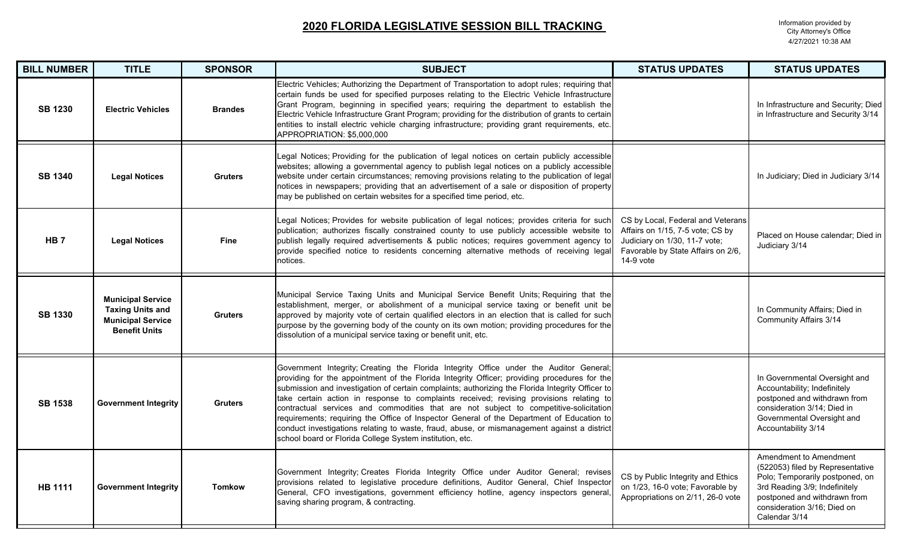## 2020 FLORIDA LEGISLATIVE SESSION BILL TRACKING

Information provided by City Attorney's Office 4/27/2021 10:38 AM

| BILL NUMBER | TITLE | SPONSOR | SUBJECT | STATUS UPDATES | STATUS UPDATES |
|---|---|---|---|---|---|
| SB 1230 | Electric Vehicles | Brandes | Electric Vehicles; Authorizing the Department of Transportation to adopt rules; requiring that certain funds be used for specified purposes relating to the Electric Vehicle Infrastructure Grant Program, beginning in specified years; requiring the department to establish the Electric Vehicle Infrastructure Grant Program; providing for the distribution of grants to certain entities to install electric vehicle charging infrastructure; providing grant requirements, etc. APPROPRIATION: $5,000,000 | | In Infrastructure and Security; Died in Infrastructure and Security 3/14 |
| SB 1340 | Legal Notices | Gruters | Legal Notices; Providing for the publication of legal notices on certain publicly accessible websites; allowing a governmental agency to publish legal notices on a publicly accessible website under certain circumstances; removing provisions relating to the publication of legal notices in newspapers; providing that an advertisement of a sale or disposition of property may be published on certain websites for a specified time period, etc. | | In Judiciary; Died in Judiciary 3/14 |
| HB 7 | Legal Notices | Fine | Legal Notices; Provides for website publication of legal notices; provides criteria for such publication; authorizes fiscally constrained county to use publicly accessible website to publish legally required advertisements & public notices; requires government agency to provide specified notice to residents concerning alternative methods of receiving legal notices. | CS by Local, Federal and Veterans Affairs on 1/15, 7-5 vote; CS by Judiciary on 1/30, 11-7 vote; Favorable by State Affairs on 2/6, 14-9 vote | Placed on House calendar; Died in Judiciary 3/14 |
| SB 1330 | Municipal Service Taxing Units and Municipal Service Benefit Units | Gruters | Municipal Service Taxing Units and Municipal Service Benefit Units; Requiring that the establishment, merger, or abolishment of a municipal service taxing or benefit unit be approved by majority vote of certain qualified electors in an election that is called for such purpose by the governing body of the county on its own motion; providing procedures for the dissolution of a municipal service taxing or benefit unit, etc. | | In Community Affairs; Died in Community Affairs 3/14 |
| SB 1538 | Government Integrity | Gruters | Government Integrity; Creating the Florida Integrity Office under the Auditor General; providing for the appointment of the Florida Integrity Officer; providing procedures for the submission and investigation of certain complaints; authorizing the Florida Integrity Officer to take certain action in response to complaints received; revising provisions relating to contractual services and commodities that are not subject to competitive-solicitation requirements; requiring the Office of Inspector General of the Department of Education to conduct investigations relating to waste, fraud, abuse, or mismanagement against a district school board or Florida College System institution, etc. | | In Governmental Oversight and Accountability; Indefinitely postponed and withdrawn from consideration 3/14; Died in Governmental Oversight and Accountability 3/14 |
| HB 1111 | Government Integrity | Tomkow | Government Integrity; Creates Florida Integrity Office under Auditor General; revises provisions related to legislative procedure definitions, Auditor General, Chief Inspector General, CFO investigations, government efficiency hotline, agency inspectors general, saving sharing program, & contracting. | CS by Public Integrity and Ethics on 1/23, 16-0 vote; Favorable by Appropriations on 2/11, 26-0 vote | Amendment to Amendment (522053) filed by Representative Polo; Temporarily postponed, on 3rd Reading 3/9; Indefinitely postponed and withdrawn from consideration 3/16; Died on Calendar 3/14 |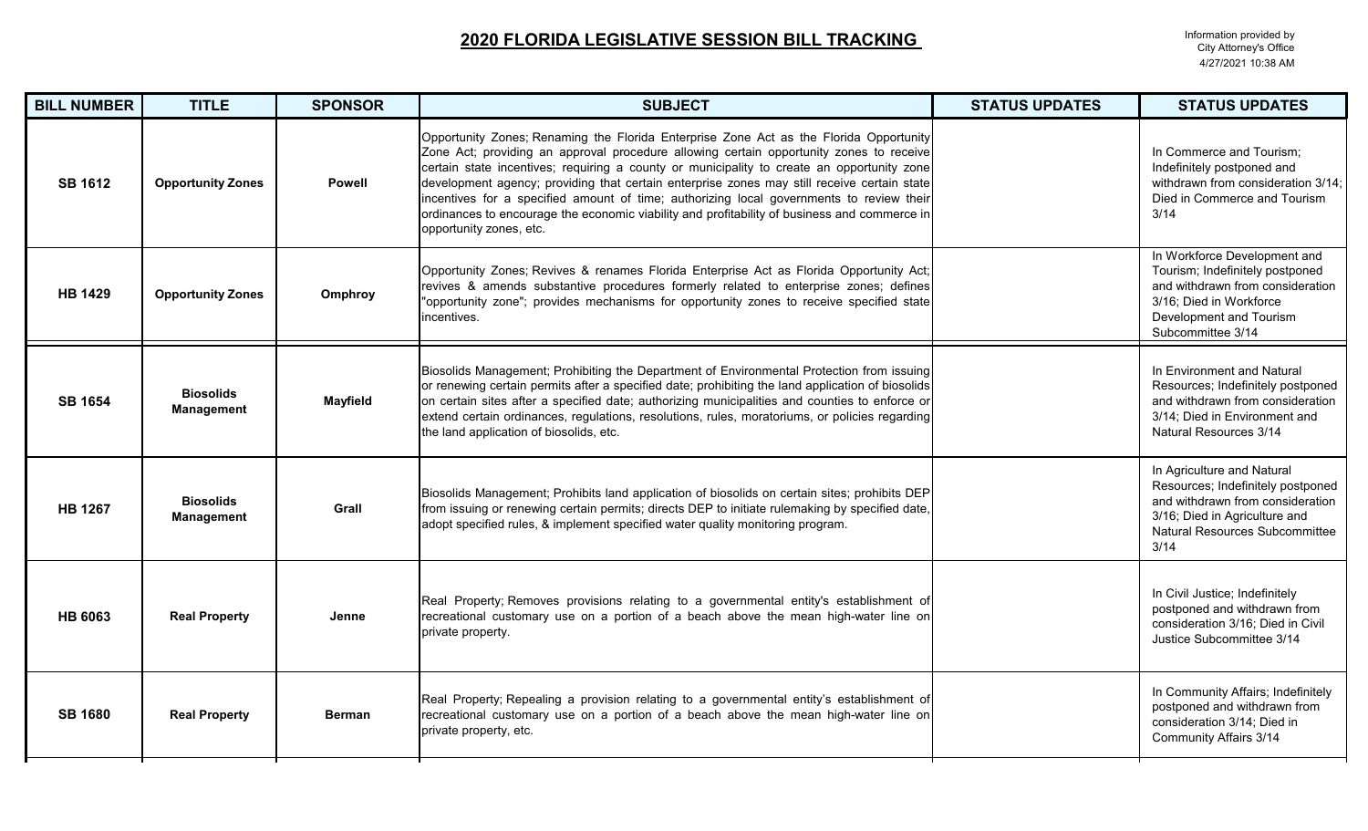## 2020 FLORIDA LEGISLATIVE SESSION BILL TRACKING

Information provided by City Attorney's Office 4/27/2021 10:38 AM

| BILL NUMBER | TITLE | SPONSOR | SUBJECT | STATUS UPDATES | STATUS UPDATES |
|---|---|---|---|---|---|
| SB 1612 | Opportunity Zones | Powell | Opportunity Zones; Renaming the Florida Enterprise Zone Act as the Florida Opportunity Zone Act; providing an approval procedure allowing certain opportunity zones to receive certain state incentives; requiring a county or municipality to create an opportunity zone development agency; providing that certain enterprise zones may still receive certain state incentives for a specified amount of time; authorizing local governments to review their ordinances to encourage the economic viability and profitability of business and commerce in opportunity zones, etc. | | In Commerce and Tourism; Indefinitely postponed and withdrawn from consideration 3/14; Died in Commerce and Tourism 3/14 |
| HB 1429 | Opportunity Zones | Omphroy | Opportunity Zones; Revives & renames Florida Enterprise Act as Florida Opportunity Act; revives & amends substantive procedures formerly related to enterprise zones; defines "opportunity zone"; provides mechanisms for opportunity zones to receive specified state incentives. | | In Workforce Development and Tourism; Indefinitely postponed and withdrawn from consideration 3/16; Died in Workforce Development and Tourism Subcommittee 3/14 |
| SB 1654 | Biosolids Management | Mayfield | Biosolids Management; Prohibiting the Department of Environmental Protection from issuing or renewing certain permits after a specified date; prohibiting the land application of biosolids on certain sites after a specified date; authorizing municipalities and counties to enforce or extend certain ordinances, regulations, resolutions, rules, moratoriums, or policies regarding the land application of biosolids, etc. | | In Environment and Natural Resources; Indefinitely postponed and withdrawn from consideration 3/14; Died in Environment and Natural Resources 3/14 |
| HB 1267 | Biosolids Management | Grall | Biosolids Management; Prohibits land application of biosolids on certain sites; prohibits DEP from issuing or renewing certain permits; directs DEP to initiate rulemaking by specified date, adopt specified rules, & implement specified water quality monitoring program. | | In Agriculture and Natural Resources; Indefinitely postponed and withdrawn from consideration 3/16; Died in Agriculture and Natural Resources Subcommittee 3/14 |
| HB 6063 | Real Property | Jenne | Real Property; Removes provisions relating to a governmental entity's establishment of recreational customary use on a portion of a beach above the mean high-water line on private property. | | In Civil Justice; Indefinitely postponed and withdrawn from consideration 3/16; Died in Civil Justice Subcommittee 3/14 |
| SB 1680 | Real Property | Berman | Real Property; Repealing a provision relating to a governmental entity's establishment of recreational customary use on a portion of a beach above the mean high-water line on private property, etc. | | In Community Affairs; Indefinitely postponed and withdrawn from consideration 3/14; Died in Community Affairs 3/14 |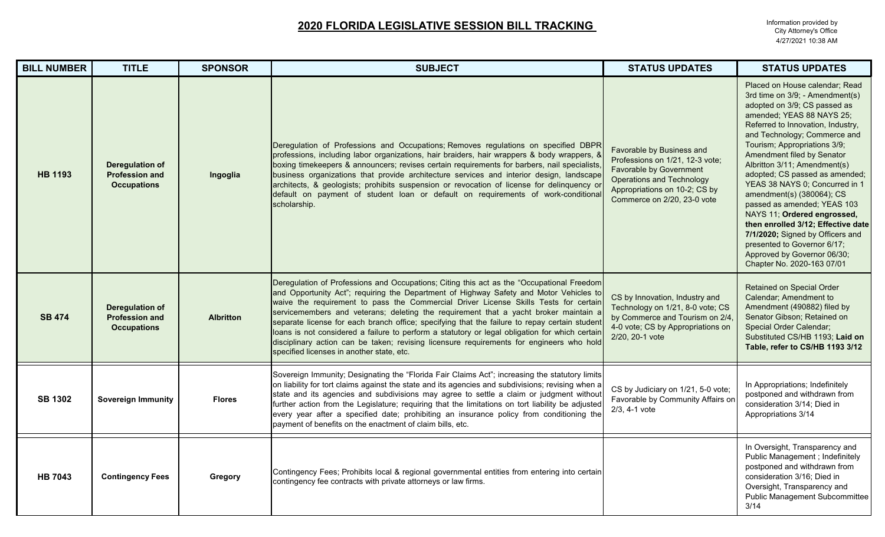# 2020 FLORIDA LEGISLATIVE SESSION BILL TRACKING

Information provided by City Attorney's Office 4/27/2021 10:38 AM

| BILL NUMBER | TITLE | SPONSOR | SUBJECT | STATUS UPDATES | STATUS UPDATES |
|---|---|---|---|---|---|
| **HB 1193** | **Deregulation of Profession and Occupations** | **Ingoglia** | Deregulation of Professions and Occupations; Removes regulations on specified DBPR professions, including labor organizations, hair braiders, hair wrappers & body wrappers, & boxing timekeepers & announcers; revises certain requirements for barbers, nail specialists, business organizations that provide architecture services and interior design, landscape architects, & geologists; prohibits suspension or revocation of license for delinquency or default on payment of student loan or default on requirements of work-conditional scholarship. | Favorable by Business and Professions on 1/21, 12-3 vote; Favorable by Government Operations and Technology Appropriations on 10-2; CS by Commerce on 2/20, 23-0 vote | Placed on House calendar; Read 3rd time on 3/9; - Amendment(s) adopted on 3/9; CS passed as amended; YEAS 88 NAYS 25; Referred to Innovation, Industry, and Technology; Commerce and Tourism; Appropriations 3/9; Amendment filed by Senator Albritton 3/11; Amendment(s) adopted; CS passed as amended; YEAS 38 NAYS 0; Concurred in 1 amendment(s) (380064); CS passed as amended; YEAS 103 NAYS 11; **Ordered engrossed, then enrolled 3/12; Effective date 7/1/2020;** Signed by Officers and presented to Governor 6/17; Approved by Governor 06/30; Chapter No. 2020-163 07/01 |
| **SB 474** | **Deregulation of Profession and Occupations** | **Albritton** | Deregulation of Professions and Occupations; Citing this act as the "Occupational Freedom and Opportunity Act"; requiring the Department of Highway Safety and Motor Vehicles to waive the requirement to pass the Commercial Driver License Skills Tests for certain servicemembers and veterans; deleting the requirement that a yacht broker maintain a separate license for each branch office; specifying that the failure to repay certain student loans is not considered a failure to perform a statutory or legal obligation for which certain disciplinary action can be taken; revising licensure requirements for engineers who hold specified licenses in another state, etc. | CS by Innovation, Industry and Technology on 1/21, 8-0 vote; CS by Commerce and Tourism on 2/4, 4-0 vote; CS by Appropriations on 2/20, 20-1 vote | Retained on Special Order Calendar; Amendment to Amendment (490882) filed by Senator Gibson; Retained on Special Order Calendar; Substituted CS/HB 1193; **Laid on Table, refer to CS/HB 1193 3/12** |
| **SB 1302** | **Sovereign Immunity** | **Flores** | Sovereign Immunity; Designating the "Florida Fair Claims Act"; increasing the statutory limits on liability for tort claims against the state and its agencies and subdivisions; revising when a state and its agencies and subdivisions may agree to settle a claim or judgment without further action from the Legislature; requiring that the limitations on tort liability be adjusted every year after a specified date; prohibiting an insurance policy from conditioning the payment of benefits on the enactment of claim bills, etc. | CS by Judiciary on 1/21, 5-0 vote; Favorable by Community Affairs on 2/3, 4-1 vote | In Appropriations; Indefinitely postponed and withdrawn from consideration 3/14; Died in Appropriations 3/14 |
| **HB 7043** | **Contingency Fees** | **Gregory** | Contingency Fees; Prohibits local & regional governmental entities from entering into certain contingency fee contracts with private attorneys or law firms. | | In Oversight, Transparency and Public Management ; Indefinitely postponed and withdrawn from consideration 3/16; Died in Oversight, Transparency and Public Management Subcommittee 3/14 |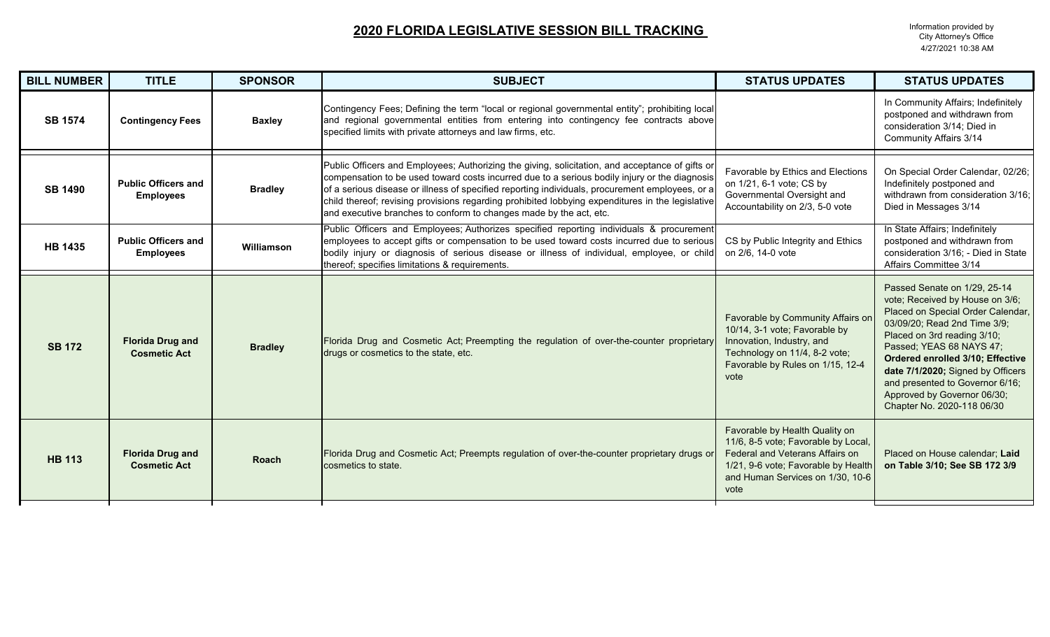## 2020 FLORIDA LEGISLATIVE SESSION BILL TRACKING

Information provided by City Attorney's Office 4/27/2021 10:38 AM

| BILL NUMBER | TITLE | SPONSOR | SUBJECT | STATUS UPDATES | STATUS UPDATES |
|---|---|---|---|---|---|
| **SB 1574** | **Contingency Fees** | **Baxley** | Contingency Fees; Defining the term "local or regional governmental entity"; prohibiting local and regional governmental entities from entering into contingency fee contracts above specified limits with private attorneys and law firms, etc. | | In Community Affairs; Indefinitely postponed and withdrawn from consideration 3/14; Died in Community Affairs 3/14 |
| **SB 1490** | **Public Officers and Employees** | **Bradley** | Public Officers and Employees; Authorizing the giving, solicitation, and acceptance of gifts or compensation to be used toward costs incurred due to a serious bodily injury or the diagnosis of a serious disease or illness of specified reporting individuals, procurement employees, or a child thereof; revising provisions regarding prohibited lobbying expenditures in the legislative and executive branches to conform to changes made by the act, etc. | Favorable by Ethics and Elections on 1/21, 6-1 vote; CS by Governmental Oversight and Accountability on 2/3, 5-0 vote | On Special Order Calendar, 02/26; Indefinitely postponed and withdrawn from consideration 3/16; Died in Messages 3/14 |
| **HB 1435** | **Public Officers and Employees** | **Williamson** | Public Officers and Employees; Authorizes specified reporting individuals & procurement employees to accept gifts or compensation to be used toward costs incurred due to serious bodily injury or diagnosis of serious disease or illness of individual, employee, or child thereof; specifies limitations & requirements. | CS by Public Integrity and Ethics on 2/6, 14-0 vote | In State Affairs; Indefinitely postponed and withdrawn from consideration 3/16; - Died in State Affairs Committee 3/14 |
| **SB 172** | **Florida Drug and Cosmetic Act** | **Bradley** | Florida Drug and Cosmetic Act; Preempting the regulation of over-the-counter proprietary drugs or cosmetics to the state, etc. | Favorable by Community Affairs on 10/14, 3-1 vote; Favorable by Innovation, Industry, and Technology on 11/4, 8-2 vote; Favorable by Rules on 1/15, 12-4 vote | Passed Senate on 1/29, 25-14 vote; Received by House on 3/6; Placed on Special Order Calendar, 03/09/20; Read 2nd Time 3/9; Placed on 3rd reading 3/10; Passed; YEAS 68 NAYS 47; **Ordered enrolled 3/10; Effective date 7/1/2020;** Signed by Officers and presented to Governor 6/16; Approved by Governor 06/30; Chapter No. 2020-118 06/30 |
| **HB 113** | **Florida Drug and Cosmetic Act** | **Roach** | Florida Drug and Cosmetic Act; Preempts regulation of over-the-counter proprietary drugs or cosmetics to state. | Favorable by Health Quality on 11/6, 8-5 vote; Favorable by Local, Federal and Veterans Affairs on 1/21, 9-6 vote; Favorable by Health and Human Services on 1/30, 10-6 vote | Placed on House calendar; **Laid on Table 3/10; See SB 172 3/9** |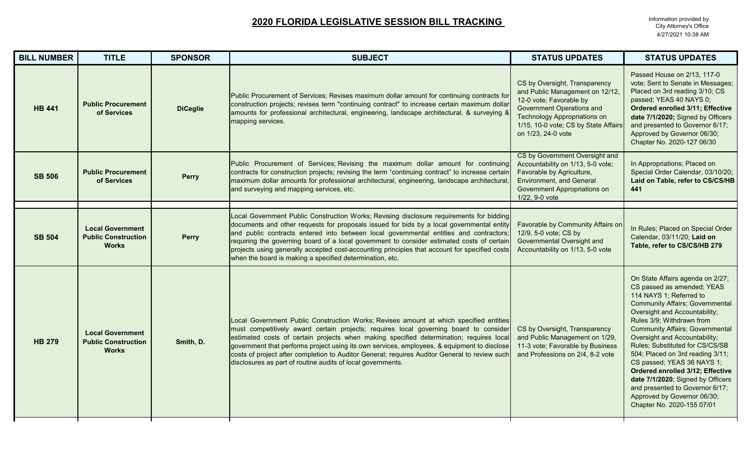# 2020 FLORIDA LEGISLATIVE SESSION BILL TRACKING

Information provided by City Attorney's Office 4/27/2021 10:38 AM

| BILL NUMBER | TITLE | SPONSOR | SUBJECT | STATUS UPDATES | STATUS UPDATES |
|---|---|---|---|---|---|
| **HB 441** | **Public Procurement of Services** | **DiCeglie** | Public Procurement of Services; Revises maximum dollar amount for continuing contracts for construction projects; revises term "continuing contract" to increase certain maximum dollar amounts for professional architectural, engineering, landscape architectural, & surveying & mapping services. | CS by Oversight, Transparency and Public Management on 12/12, 12-0 vote; Favorable by Government Operations and Technology Appropriations on 1/15, 10-0 vote; CS by State Affairs on 1/23, 24-0 vote | Passed House on 2/13, 117-0 vote; Sent to Senate in Messages; Placed on 3rd reading 3/10; CS passed; YEAS 40 NAYS 0; **Ordered enrolled 3/11; Effective date 7/1/2020;** Signed by Officers and presented to Governor 6/17; Approved by Governor 06/30; Chapter No. 2020-127 06/30 |
| **SB 506** | **Public Procurement of Services** | **Perry** | Public Procurement of Services; Revising the maximum dollar amount for continuing contracts for construction projects; revising the term "continuing contract" to increase certain maximum dollar amounts for professional architectural, engineering, landscape architectural, and surveying and mapping services, etc. | CS by Government Oversight and Accountability on 1/13, 5-0 vote; Favorable by Agriculture, Environment, and General Government Appropriations on 1/22, 9-0 vote | In Appropriations; Placed on Special Order Calendar, 03/10/20; **Laid on Table, refer to CS/CS/HB 441** |
| | | | | | |
| **SB 504** | **Local Government Public Construction Works** | **Perry** | Local Government Public Construction Works; Revising disclosure requirements for bidding documents and other requests for proposals issued for bids by a local governmental entity and public contracts entered into between local governmental entities and contractors; requiring the governing board of a local government to consider estimated costs of certain projects using generally accepted cost-accounting principles that account for specified costs when the board is making a specified determination, etc. | Favorable by Community Affairs on 12/9, 5-0 vote; CS by Governmental Oversight and Accountability on 1/13, 5-0 vote | In Rules; Placed on Special Order Calendar, 03/11/20; **Laid on Table, refer to CS/CS/HB 279** |
| **HB 279** | **Local Government Public Construction Works** | **Smith, D.** | Local Government Public Construction Works; Revises amount at which specified entities must competitively award certain projects; requires local governing board to consider estimated costs of certain projects when making specified determination; requires local government that performs project using its own services, employees, & equipment to disclose costs of project after completion to Auditor General; requires Auditor General to review such disclosures as part of routine audits of local governments. | CS by Oversight, Transparency and Public Management on 1/29, 11-3 vote; Favorable by Business and Professions on 2/4, 8-2 vote | On State Affairs agenda on 2/27; CS passed as amended; YEAS 114 NAYS 1; Referred to Community Affairs; Governmental Oversight and Accountability; Rules 3/9; Withdrawn from Community Affairs; Governmental Oversight and Accountability; Rules; Substituted for CS/CS/SB 504; Placed on 3rd reading 3/11; CS passed; YEAS 36 NAYS 1; **Ordered enrolled 3/12; Effective date 7/1/2020**; Signed by Officers and presented to Governor 6/17; Approved by Governor 06/30; Chapter No. 2020-155 07/01 |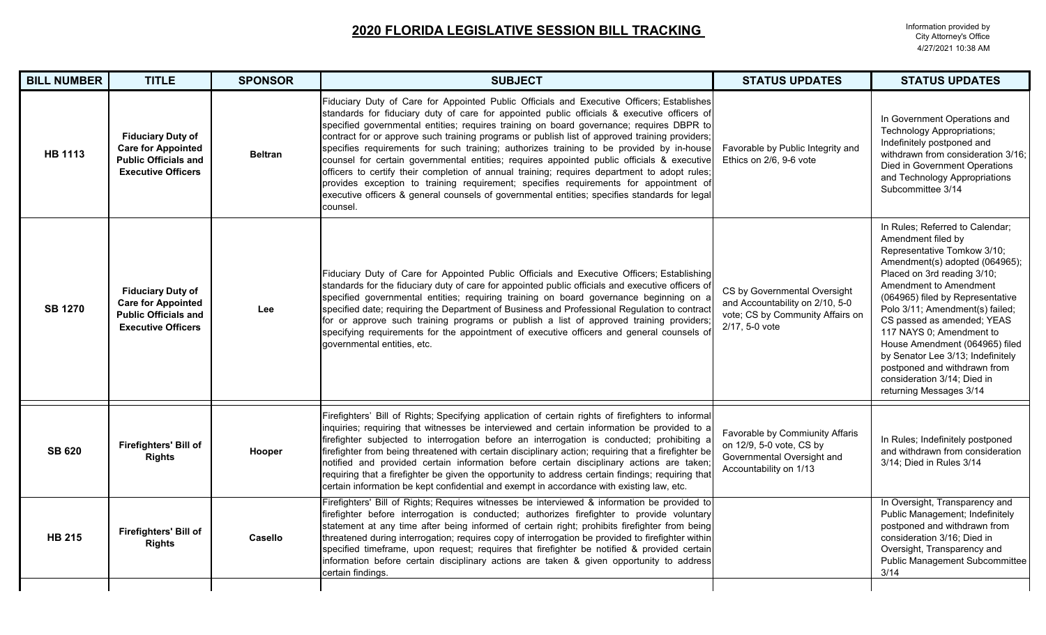## 2020 FLORIDA LEGISLATIVE SESSION BILL TRACKING

Information provided by City Attorney's Office 4/27/2021 10:38 AM

| BILL NUMBER | TITLE | SPONSOR | SUBJECT | STATUS UPDATES | STATUS UPDATES |
|---|---|---|---|---|---|
| HB 1113 | Fiduciary Duty of Care for Appointed Public Officials and Executive Officers | Beltran | Fiduciary Duty of Care for Appointed Public Officials and Executive Officers; Establishes standards for fiduciary duty of care for appointed public officials & executive officers of specified governmental entities; requires training on board governance; requires DBPR to contract for or approve such training programs or publish list of approved training providers; specifies requirements for such training; authorizes training to be provided by in-house counsel for certain governmental entities; requires appointed public officials & executive officers to certify their completion of annual training; requires department to adopt rules; provides exception to training requirement; specifies requirements for appointment of executive officers & general counsels of governmental entities; specifies standards for legal counsel. | Favorable by Public Integrity and Ethics on 2/6, 9-6 vote | In Government Operations and Technology Appropriations; Indefinitely postponed and withdrawn from consideration 3/16; Died in Government Operations and Technology Appropriations Subcommittee 3/14 |
| SB 1270 | Fiduciary Duty of Care for Appointed Public Officials and Executive Officers | Lee | Fiduciary Duty of Care for Appointed Public Officials and Executive Officers; Establishing standards for the fiduciary duty of care for appointed public officials and executive officers of specified governmental entities; requiring training on board governance beginning on a specified date; requiring the Department of Business and Professional Regulation to contract for or approve such training programs or publish a list of approved training providers; specifying requirements for the appointment of executive officers and general counsels of governmental entities, etc. | CS by Governmental Oversight and Accountability on 2/10, 5-0 vote; CS by Community Affairs on 2/17, 5-0 vote | In Rules; Referred to Calendar; Amendment filed by Representative Tomkow 3/10; Amendment(s) adopted (064965); Placed on 3rd reading 3/10; Amendment to Amendment (064965) filed by Representative Polo 3/11; Amendment(s) failed; CS passed as amended; YEAS 117 NAYS 0; Amendment to House Amendment (064965) filed by Senator Lee 3/13; Indefinitely postponed and withdrawn from consideration 3/14; Died in returning Messages 3/14 |
| SB 620 | Firefighters' Bill of Rights | Hooper | Firefighters' Bill of Rights; Specifying application of certain rights of firefighters to informal inquiries; requiring that witnesses be interviewed and certain information be provided to a firefighter subjected to interrogation before an interrogation is conducted; prohibiting a firefighter from being threatened with certain disciplinary action; requiring that a firefighter be notified and provided certain information before certain disciplinary actions are taken; requiring that a firefighter be given the opportunity to address certain findings; requiring that certain information be kept confidential and exempt in accordance with existing law, etc. | Favorable by Commiunity Affaris on 12/9, 5-0 vote, CS by Governmental Oversight and Accountability on 1/13 | In Rules; Indefinitely postponed and withdrawn from consideration 3/14; Died in Rules 3/14 |
| HB 215 | Firefighters' Bill of Rights | Casello | Firefighters' Bill of Rights; Requires witnesses be interviewed & information be provided to firefighter before interrogation is conducted; authorizes firefighter to provide voluntary statement at any time after being informed of certain right; prohibits firefighter from being threatened during interrogation; requires copy of interrogation be provided to firefighter within specified timeframe, upon request; requires that firefighter be notified & provided certain information before certain disciplinary actions are taken & given opportunity to address certain findings. | | In Oversight, Transparency and Public Management; Indefinitely postponed and withdrawn from consideration 3/16; Died in Oversight, Transparency and Public Management Subcommittee 3/14 |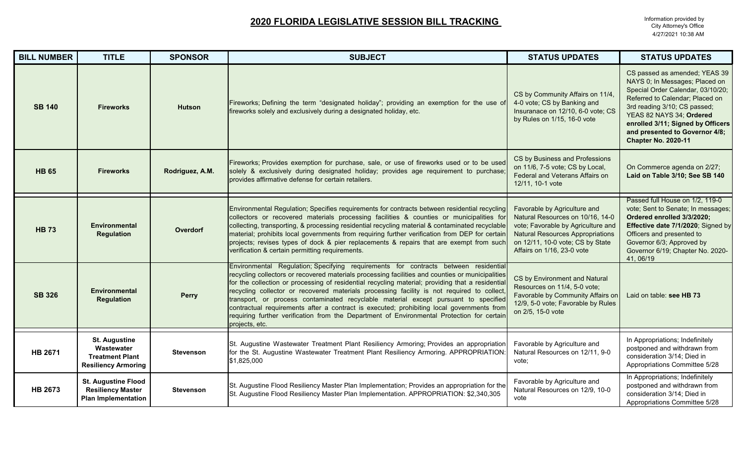# 2020 FLORIDA LEGISLATIVE SESSION BILL TRACKING

Information provided by City Attorney's Office 4/27/2021 10:38 AM

| BILL NUMBER | TITLE | SPONSOR | SUBJECT | STATUS UPDATES | STATUS UPDATES |
|---|---|---|---|---|---|
| **SB 140** | **Fireworks** | **Hutson** | Fireworks; Defining the term "designated holiday"; providing an exemption for the use of fireworks solely and exclusively during a designated holiday, etc. | CS by Community Affairs on 11/4, 4-0 vote; CS by Banking and Insuranace on 12/10, 6-0 vote; CS by Rules on 1/15, 16-0 vote | CS passed as amended; YEAS 39 NAYS 0; In Messages; Placed on Special Order Calendar, 03/10/20; Referred to Calendar; Placed on 3rd reading 3/10; CS passed; YEAS 82 NAYS 34; **Ordered enrolled 3/11; Signed by Officers and presented to Governor 4/8; Chapter No. 2020-11** |
| **HB 65** | **Fireworks** | **Rodriguez, A.M.** | Fireworks; Provides exemption for purchase, sale, or use of fireworks used or to be used solely & exclusively during designated holiday; provides age requirement to purchase; provides affirmative defense for certain retailers. | CS by Business and Professions on 11/6, 7-5 vote; CS by Local, Federal and Veterans Affairs on 12/11, 10-1 vote | On Commerce agenda on 2/27; **Laid on Table 3/10; See SB 140** |
| **HB 73** | **Environmental Regulation** | **Overdorf** | Environmental Regulation; Specifies requirements for contracts between residential recycling collectors or recovered materials processing facilities & counties or municipalities for collecting, transporting, & processing residential recycling material & contaminated recyclable material; prohibits local governments from requiring further verification from DEP for certain projects; revises types of dock & pier replacements & repairs that are exempt from such verification & certain permitting requirements. | Favorable by Agriculture and Natural Resources on 10/16, 14-0 vote; Favorable by Agriculture and Natural Resources Appropriations on 12/11, 10-0 vote; CS by State Affairs on 1/16, 23-0 vote | Passed full House on 1/2, 119-0 vote; Sent to Senate; In messages; **Ordered enrolled 3/3/2020; Effective date 7/1/2020**; Signed by Officers and presented to Governor 6/3; Approved by Governor 6/19; Chapter No. 2020-41, 06/19 |
| **SB 326** | **Environmental Regulation** | **Perry** | Environmental Regulation; Specifying requirements for contracts between residential recycling collectors or recovered materials processing facilities and counties or municipalities for the collection or processing of residential recycling material; providing that a residential recycling collector or recovered materials processing facility is not required to collect, transport, or process contaminated recyclable material except pursuant to specified contractual requirements after a contract is executed; prohibiting local governments from requiring further verification from the Department of Environmental Protection for certain projects, etc. | CS by Environment and Natural Resources on 11/4, 5-0 vote; Favorable by Community Affairs on 12/9, 5-0 vote; Favorable by Rules on 2/5, 15-0 vote | Laid on table: **see HB 73** |
| **HB 2671** | **St. Augustine Wastewater Treatment Plant Resiliency Armoring** | **Stevenson** | St. Augustine Wastewater Treatment Plant Resiliency Armoring; Provides an appropriation for the St. Augustine Wastewater Treatment Plant Resiliency Armoring. APPROPRIATION: $1,825,000 | Favorable by Agriculture and Natural Resources on 12/11, 9-0 vote; | In Appropriations; Indefinitely postponed and withdrawn from consideration 3/14; Died in Appropriations Committee 5/28 |
| **HB 2673** | **St. Augustine Flood Resiliency Master Plan Implementation** | **Stevenson** | St. Augustine Flood Resiliency Master Plan Implementation; Provides an appropriation for the St. Augustine Flood Resiliency Master Plan Implementation. APPROPRIATION: $2,340,305 | Favorable by Agriculture and Natural Resources on 12/9, 10-0 vote | In Appropriations; Indefinitely postponed and withdrawn from consideration 3/14; Died in Appropriations Committee 5/28 |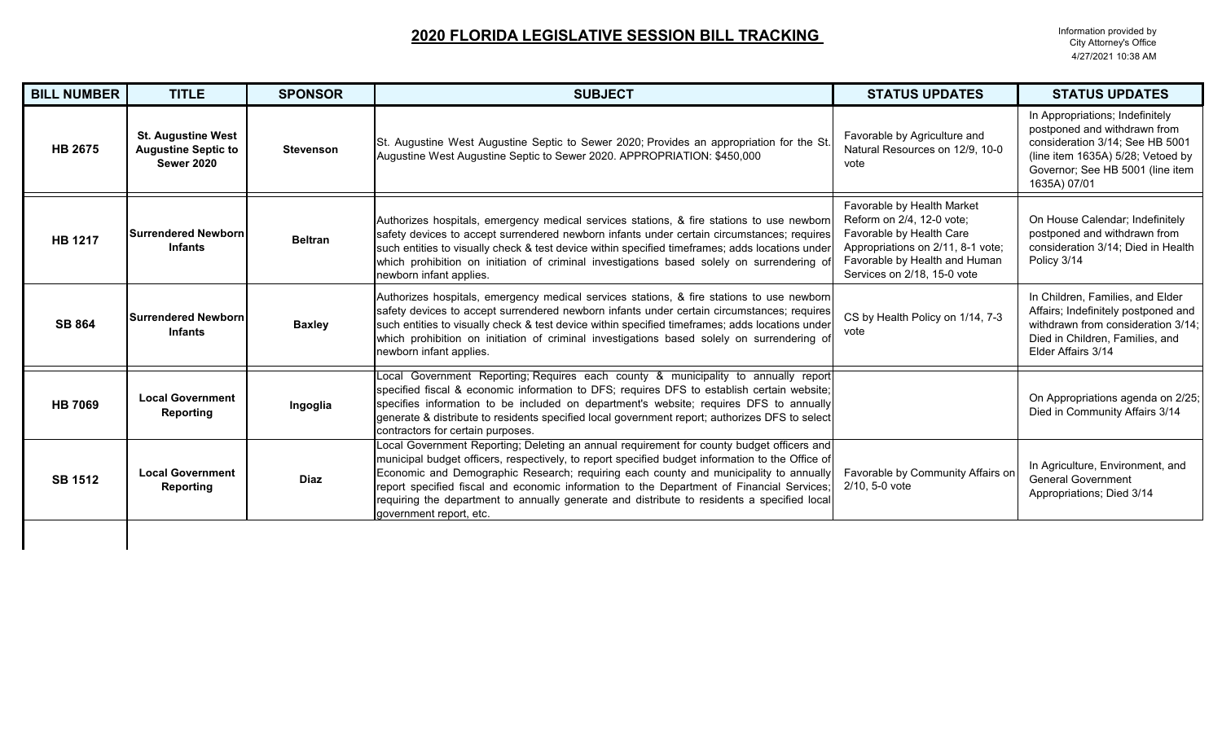## 2020 FLORIDA LEGISLATIVE SESSION BILL TRACKING

Information provided by City Attorney's Office 4/27/2021 10:38 AM

| BILL NUMBER | TITLE | SPONSOR | SUBJECT | STATUS UPDATES | STATUS UPDATES |
|---|---|---|---|---|---|
| **HB 2675** | **St. Augustine West Augustine Septic to Sewer 2020** | **Stevenson** | St. Augustine West Augustine Septic to Sewer 2020; Provides an appropriation for the St. Augustine West Augustine Septic to Sewer 2020. APPROPRIATION: $450,000 | Favorable by Agriculture and Natural Resources on 12/9, 10-0 vote | In Appropriations; Indefinitely postponed and withdrawn from consideration 3/14; See HB 5001 (line item 1635A) 5/28; Vetoed by Governor; See HB 5001 (line item 1635A) 07/01 |
| **HB 1217** | **Surrendered Newborn Infants** | **Beltran** | Authorizes hospitals, emergency medical services stations, & fire stations to use newborn safety devices to accept surrendered newborn infants under certain circumstances; requires such entities to visually check & test device within specified timeframes; adds locations under which prohibition on initiation of criminal investigations based solely on surrendering of newborn infant applies. | Favorable by Health Market Reform on 2/4, 12-0 vote; Favorable by Health Care Appropriations on 2/11, 8-1 vote; Favorable by Health and Human Services on 2/18, 15-0 vote | On House Calendar; Indefinitely postponed and withdrawn from consideration 3/14; Died in Health Policy 3/14 |
| **SB 864** | **Surrendered Newborn Infants** | **Baxley** | Authorizes hospitals, emergency medical services stations, & fire stations to use newborn safety devices to accept surrendered newborn infants under certain circumstances; requires such entities to visually check & test device within specified timeframes; adds locations under which prohibition on initiation of criminal investigations based solely on surrendering of newborn infant applies. | CS by Health Policy on 1/14, 7-3 vote | In Children, Families, and Elder Affairs; Indefinitely postponed and withdrawn from consideration 3/14; Died in Children, Families, and Elder Affairs 3/14 |
| **HB 7069** | **Local Government Reporting** | **Ingoglia** | Local Government Reporting; Requires each county & municipality to annually report specified fiscal & economic information to DFS; requires DFS to establish certain website; specifies information to be included on department's website; requires DFS to annually generate & distribute to residents specified local government report; authorizes DFS to select contractors for certain purposes. | | On Appropriations agenda on 2/25; Died in Community Affairs 3/14 |
| **SB 1512** | **Local Government Reporting** | **Diaz** | Local Government Reporting; Deleting an annual requirement for county budget officers and municipal budget officers, respectively, to report specified budget information to the Office of Economic and Demographic Research; requiring each county and municipality to annually report specified fiscal and economic information to the Department of Financial Services; requiring the department to annually generate and distribute to residents a specified local government report, etc. | Favorable by Community Affairs on 2/10, 5-0 vote | In Agriculture, Environment, and General Government Appropriations; Died 3/14 |